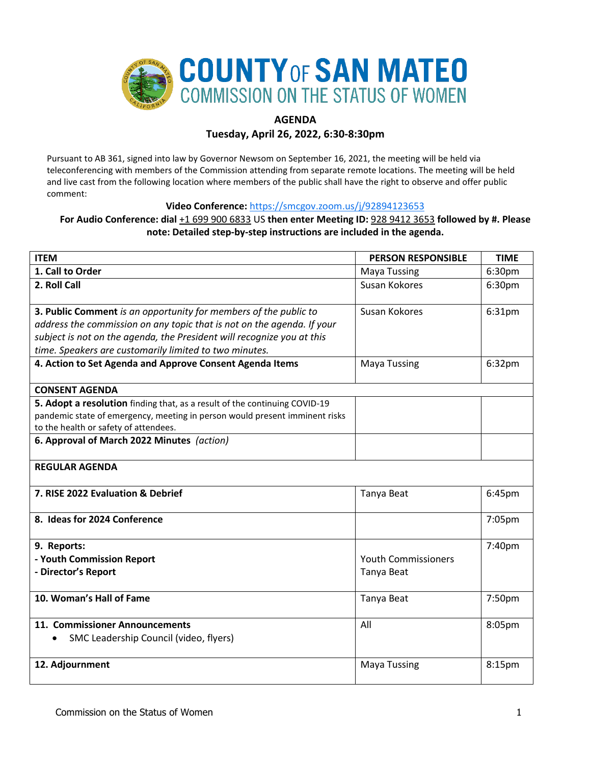# COUNTY OF SAN MATEO
## COMMISSION ON THE STATUS OF WOMEN

**AGENDA**

**Tuesday, April 26, 2022, 6:30-8:30pm**

Pursuant to AB 361, signed into law by Governor Newsom on September 16, 2021, the meeting will be held via teleconferencing with members of the Commission attending from separate remote locations. The meeting will be held and live cast from the following location where members of the public shall have the right to observe and offer public comment:

**Video Conference:** https://smcgov.zoom.us/j/92894123653

**For Audio Conference: dial** +1 699 900 6833 US **then enter Meeting ID:** 928 9412 3653 **followed by #. Please note: Detailed step-by-step instructions are included in the agenda.**

| ITEM | PERSON RESPONSIBLE | TIME |
|---|---|---|
| **1. Call to Order** | Maya Tussing | 6:30pm |
| **2. Roll Call** | Susan Kokores | 6:30pm |
| **3. Public Comment** *is an opportunity for members of the public to address the commission on any topic that is not on the agenda. If your subject is not on the agenda, the President will recognize you at this time. Speakers are customarily limited to two minutes.* | Susan Kokores | 6:31pm |
| **4. Action to Set Agenda and Approve Consent Agenda Items** | Maya Tussing | 6:32pm |
| **CONSENT AGENDA** | | |
| **5. Adopt a resolution** finding that, as a result of the continuing COVID-19 pandemic state of emergency, meeting in person would present imminent risks to the health or safety of attendees. | | |
| **6. Approval of March 2022 Minutes** *(action)* | | |
| **REGULAR AGENDA** | | |
| **7. RISE 2022 Evaluation & Debrief** | Tanya Beat | 6:45pm |
| **8. Ideas for 2024 Conference** | | 7:05pm |
| **9. Reports:**<br>**- Youth Commission Report**<br>**- Director's Report** | <br>Youth Commissioners<br>Tanya Beat | 7:40pm |
| **10. Woman's Hall of Fame** | Tanya Beat | 7:50pm |
| **11. Commissioner Announcements**<br>• SMC Leadership Council (video, flyers) | All | 8:05pm |
| **12. Adjournment** | Maya Tussing | 8:15pm |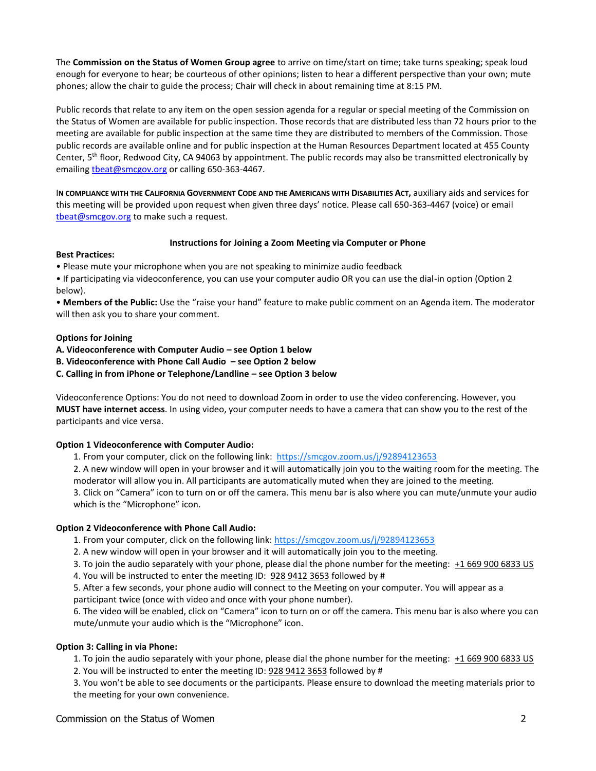The **Commission on the Status of Women Group agree** to arrive on time/start on time; take turns speaking; speak loud enough for everyone to hear; be courteous of other opinions; listen to hear a different perspective than your own; mute phones; allow the chair to guide the process; Chair will check in about remaining time at 8:15 PM.

Public records that relate to any item on the open session agenda for a regular or special meeting of the Commission on the Status of Women are available for public inspection. Those records that are distributed less than 72 hours prior to the meeting are available for public inspection at the same time they are distributed to members of the Commission. Those public records are available online and for public inspection at the Human Resources Department located at 455 County Center, 5th floor, Redwood City, CA 94063 by appointment. The public records may also be transmitted electronically by emailing tbeat@smcgov.org or calling 650-363-4467.

**IN COMPLIANCE WITH THE CALIFORNIA GOVERNMENT CODE AND THE AMERICANS WITH DISABILITIES ACT,** auxiliary aids and services for this meeting will be provided upon request when given three days' notice. Please call 650-363-4467 (voice) or email tbeat@smcgov.org to make such a request.

### Instructions for Joining a Zoom Meeting via Computer or Phone

**Best Practices:**

- Please mute your microphone when you are not speaking to minimize audio feedback
- If participating via videoconference, you can use your computer audio OR you can use the dial-in option (Option 2 below).
- **Members of the Public:** Use the "raise your hand" feature to make public comment on an Agenda item. The moderator will then ask you to share your comment.

**Options for Joining**

**A. Videoconference with Computer Audio – see Option 1 below**
**B. Videoconference with Phone Call Audio – see Option 2 below**
**C. Calling in from iPhone or Telephone/Landline – see Option 3 below**

Videoconference Options: You do not need to download Zoom in order to use the video conferencing. However, you **MUST have internet access**. In using video, your computer needs to have a camera that can show you to the rest of the participants and vice versa.

**Option 1 Videoconference with Computer Audio:**

1. From your computer, click on the following link: https://smcgov.zoom.us/j/92894123653
2. A new window will open in your browser and it will automatically join you to the waiting room for the meeting. The moderator will allow you in. All participants are automatically muted when they are joined to the meeting.
3. Click on "Camera" icon to turn on or off the camera. This menu bar is also where you can mute/unmute your audio which is the "Microphone" icon.

**Option 2 Videoconference with Phone Call Audio:**

1. From your computer, click on the following link: https://smcgov.zoom.us/j/92894123653
2. A new window will open in your browser and it will automatically join you to the meeting.
3. To join the audio separately with your phone, please dial the phone number for the meeting: +1 669 900 6833 US
4. You will be instructed to enter the meeting ID: 928 9412 3653 followed by #
5. After a few seconds, your phone audio will connect to the Meeting on your computer. You will appear as a participant twice (once with video and once with your phone number).
6. The video will be enabled, click on "Camera" icon to turn on or off the camera. This menu bar is also where you can mute/unmute your audio which is the "Microphone" icon.

**Option 3: Calling in via Phone:**

1. To join the audio separately with your phone, please dial the phone number for the meeting: +1 669 900 6833 US
2. You will be instructed to enter the meeting ID: 928 9412 3653 followed by #
3. You won't be able to see documents or the participants. Please ensure to download the meeting materials prior to the meeting for your own convenience.